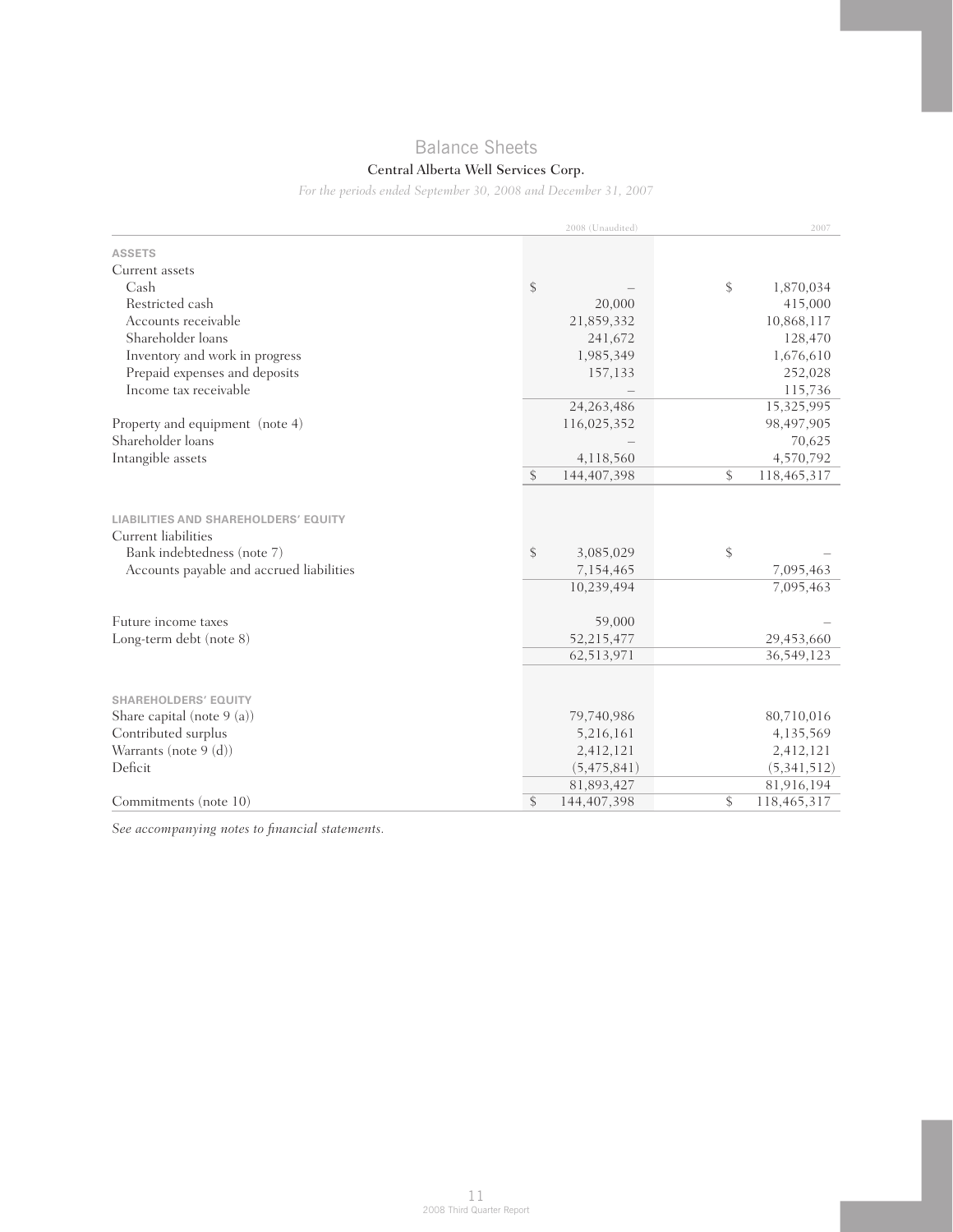# Balance Sheets

## Central Alberta Well Services Corp.

*For the periods ended September 30, 2008 and December 31, 2007*

| | 2008 (Unaudited) | 2007 |
|---|---|---|
| **ASSETS** | | |
| Current assets | | |
| Cash | $ – | $ 1,870,034 |
| Restricted cash | 20,000 | 415,000 |
| Accounts receivable | 21,859,332 | 10,868,117 |
| Shareholder loans | 241,672 | 128,470 |
| Inventory and work in progress | 1,985,349 | 1,676,610 |
| Prepaid expenses and deposits | 157,133 | 252,028 |
| Income tax receivable | – | 115,736 |
| | 24,263,486 | 15,325,995 |
| Property and equipment (note 4) | 116,025,352 | 98,497,905 |
| Shareholder loans | – | 70,625 |
| Intangible assets | 4,118,560 | 4,570,792 |
| | $ 144,407,398 | $ 118,465,317 |
| **LIABILITIES AND SHAREHOLDERS' EQUITY** | | |
| Current liabilities | | |
| Bank indebtedness (note 7) | $ 3,085,029 | $ – |
| Accounts payable and accrued liabilities | 7,154,465 | 7,095,463 |
| | 10,239,494 | 7,095,463 |
| Future income taxes | 59,000 | – |
| Long-term debt (note 8) | 52,215,477 | 29,453,660 |
| | 62,513,971 | 36,549,123 |
| **SHAREHOLDERS' EQUITY** | | |
| Share capital (note 9 (a)) | 79,740,986 | 80,710,016 |
| Contributed surplus | 5,216,161 | 4,135,569 |
| Warrants (note 9 (d)) | 2,412,121 | 2,412,121 |
| Deficit | (5,475,841) | (5,341,512) |
| | 81,893,427 | 81,916,194 |
| Commitments (note 10) | $ 144,407,398 | $ 118,465,317 |

*See accompanying notes to financial statements.*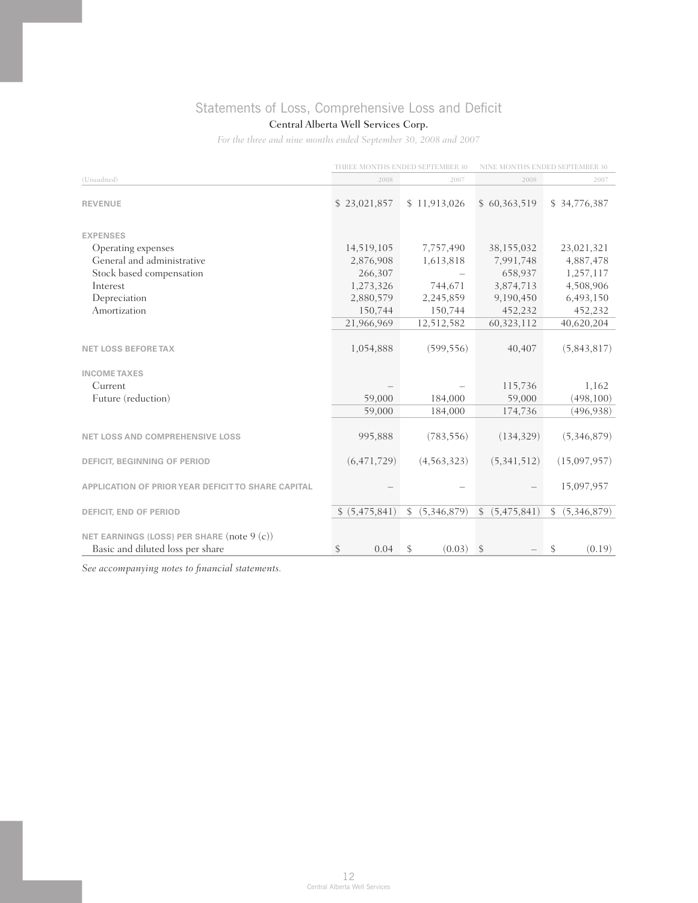# Statements of Loss, Comprehensive Loss and Deficit

**Central Alberta Well Services Corp.**

*For the three and nine months ended September 30, 2008 and 2007*

| (Unaudited) | THREE MONTHS ENDED SEPTEMBER 30 2008 | THREE MONTHS ENDED SEPTEMBER 30 2007 | NINE MONTHS ENDED SEPTEMBER 30 2008 | NINE MONTHS ENDED SEPTEMBER 30 2007 |
|---|---|---|---|---|
| **REVENUE** | $ 23,021,857 | $ 11,913,026 | $ 60,363,519 | $ 34,776,387 |
| **EXPENSES** | | | | |
| Operating expenses | 14,519,105 | 7,757,490 | 38,155,032 | 23,021,321 |
| General and administrative | 2,876,908 | 1,613,818 | 7,991,748 | 4,887,478 |
| Stock based compensation | 266,307 | – | 658,937 | 1,257,117 |
| Interest | 1,273,326 | 744,671 | 3,874,713 | 4,508,906 |
| Depreciation | 2,880,579 | 2,245,859 | 9,190,450 | 6,493,150 |
| Amortization | 150,744 | 150,744 | 452,232 | 452,232 |
| | 21,966,969 | 12,512,582 | 60,323,112 | 40,620,204 |
| **NET LOSS BEFORE TAX** | 1,054,888 | (599,556) | 40,407 | (5,843,817) |
| **INCOME TAXES** | | | | |
| Current | – | – | 115,736 | 1,162 |
| Future (reduction) | 59,000 | 184,000 | 59,000 | (498,100) |
| | 59,000 | 184,000 | 174,736 | (496,938) |
| **NET LOSS AND COMPREHENSIVE LOSS** | 995,888 | (783,556) | (134,329) | (5,346,879) |
| **DEFICIT, BEGINNING OF PERIOD** | (6,471,729) | (4,563,323) | (5,341,512) | (15,097,957) |
| **APPLICATION OF PRIOR YEAR DEFICIT TO SHARE CAPITAL** | – | – | – | 15,097,957 |
| **DEFICIT, END OF PERIOD** | $ (5,475,841) | $ (5,346,879) | $ (5,475,841) | $ (5,346,879) |
| **NET EARNINGS (LOSS) PER SHARE** (note 9 (c)) | | | | |
| Basic and diluted loss per share | $ 0.04 | $ (0.03) | $ – | $ (0.19) |

*See accompanying notes to financial statements.*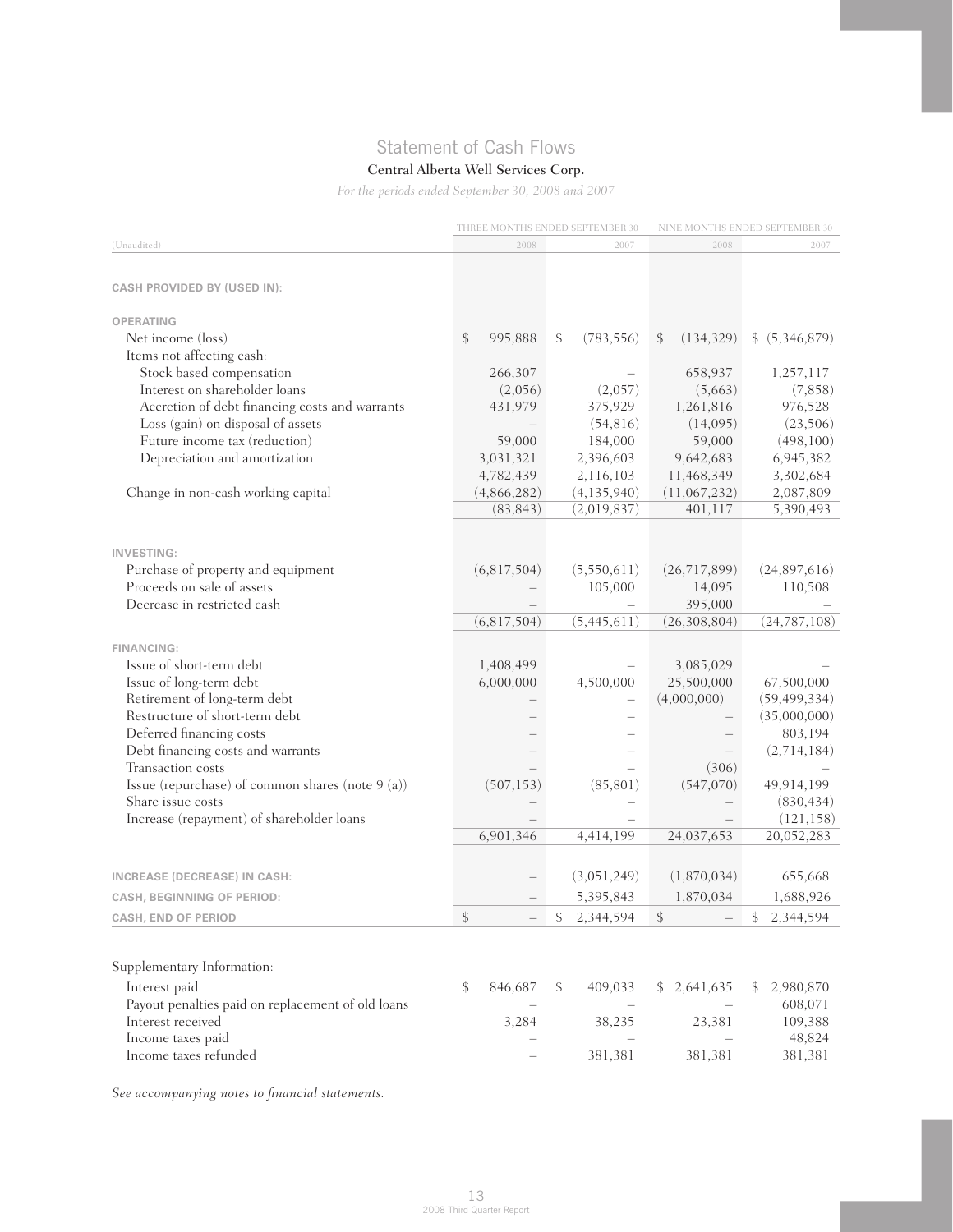# Statement of Cash Flows

## Central Alberta Well Services Corp.

*For the periods ended September 30, 2008 and 2007*

| (Unaudited) | THREE MONTHS ENDED SEPTEMBER 30 2008 | THREE MONTHS ENDED SEPTEMBER 30 2007 | NINE MONTHS ENDED SEPTEMBER 30 2008 | NINE MONTHS ENDED SEPTEMBER 30 2007 |
|---|---|---|---|---|
| **CASH PROVIDED BY (USED IN):** | | | | |
| **OPERATING** | | | | |
| Net income (loss) | $ 995,888 | $ (783,556) | $ (134,329) | $ (5,346,879) |
| Items not affecting cash: | | | | |
| Stock based compensation | 266,307 | – | 658,937 | 1,257,117 |
| Interest on shareholder loans | (2,056) | (2,057) | (5,663) | (7,858) |
| Accretion of debt financing costs and warrants | 431,979 | 375,929 | 1,261,816 | 976,528 |
| Loss (gain) on disposal of assets | – | (54,816) | (14,095) | (23,506) |
| Future income tax (reduction) | 59,000 | 184,000 | 59,000 | (498,100) |
| Depreciation and amortization | 3,031,321 | 2,396,603 | 9,642,683 | 6,945,382 |
| | 4,782,439 | 2,116,103 | 11,468,349 | 3,302,684 |
| Change in non-cash working capital | (4,866,282) | (4,135,940) | (11,067,232) | 2,087,809 |
| | (83,843) | (2,019,837) | 401,117 | 5,390,493 |
| **INVESTING:** | | | | |
| Purchase of property and equipment | (6,817,504) | (5,550,611) | (26,717,899) | (24,897,616) |
| Proceeds on sale of assets | – | 105,000 | 14,095 | 110,508 |
| Decrease in restricted cash | – | – | 395,000 | – |
| | (6,817,504) | (5,445,611) | (26,308,804) | (24,787,108) |
| **FINANCING:** | | | | |
| Issue of short-term debt | 1,408,499 | – | 3,085,029 | – |
| Issue of long-term debt | 6,000,000 | 4,500,000 | 25,500,000 | 67,500,000 |
| Retirement of long-term debt | – | – | (4,000,000) | (59,499,334) |
| Restructure of short-term debt | – | – | – | (35,000,000) |
| Deferred financing costs | – | – | – | 803,194 |
| Debt financing costs and warrants | – | – | – | (2,714,184) |
| Transaction costs | – | – | (306) | – |
| Issue (repurchase) of common shares (note 9 (a)) | (507,153) | (85,801) | (547,070) | 49,914,199 |
| Share issue costs | – | – | – | (830,434) |
| Increase (repayment) of shareholder loans | – | – | – | (121,158) |
| | 6,901,346 | 4,414,199 | 24,037,653 | 20,052,283 |
| **INCREASE (DECREASE) IN CASH:** | – | (3,051,249) | (1,870,034) | 655,668 |
| **CASH, BEGINNING OF PERIOD:** | – | 5,395,843 | 1,870,034 | 1,688,926 |
| **CASH, END OF PERIOD** | $ – | $ 2,344,594 | $ – | $ 2,344,594 |

Supplementary Information:

| | | | | |
|---|---|---|---|---|
| Interest paid | $ 846,687 | $ 409,033 | $ 2,641,635 | $ 2,980,870 |
| Payout penalties paid on replacement of old loans | – | – | – | 608,071 |
| Interest received | 3,284 | 38,235 | 23,381 | 109,388 |
| Income taxes paid | – | – | – | 48,824 |
| Income taxes refunded | – | 381,381 | 381,381 | 381,381 |

*See accompanying notes to financial statements.*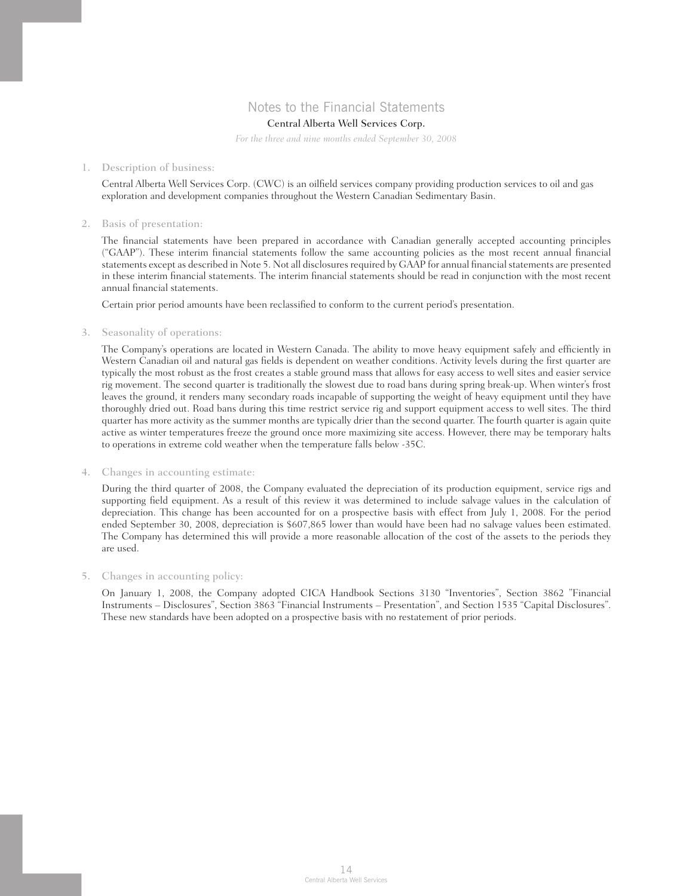# Notes to the Financial Statements

**Central Alberta Well Services Corp.**

*For the three and nine months ended September 30, 2008*

## 1. Description of business:

Central Alberta Well Services Corp. (CWC) is an oilfield services company providing production services to oil and gas exploration and development companies throughout the Western Canadian Sedimentary Basin.

## 2. Basis of presentation:

The financial statements have been prepared in accordance with Canadian generally accepted accounting principles ("GAAP"). These interim financial statements follow the same accounting policies as the most recent annual financial statements except as described in Note 5. Not all disclosures required by GAAP for annual financial statements are presented in these interim financial statements. The interim financial statements should be read in conjunction with the most recent annual financial statements.

Certain prior period amounts have been reclassified to conform to the current period's presentation.

## 3. Seasonality of operations:

The Company's operations are located in Western Canada. The ability to move heavy equipment safely and efficiently in Western Canadian oil and natural gas fields is dependent on weather conditions. Activity levels during the first quarter are typically the most robust as the frost creates a stable ground mass that allows for easy access to well sites and easier service rig movement. The second quarter is traditionally the slowest due to road bans during spring break-up. When winter's frost leaves the ground, it renders many secondary roads incapable of supporting the weight of heavy equipment until they have thoroughly dried out. Road bans during this time restrict service rig and support equipment access to well sites. The third quarter has more activity as the summer months are typically drier than the second quarter. The fourth quarter is again quite active as winter temperatures freeze the ground once more maximizing site access. However, there may be temporary halts to operations in extreme cold weather when the temperature falls below -35C.

## 4. Changes in accounting estimate:

During the third quarter of 2008, the Company evaluated the depreciation of its production equipment, service rigs and supporting field equipment. As a result of this review it was determined to include salvage values in the calculation of depreciation. This change has been accounted for on a prospective basis with effect from July 1, 2008. For the period ended September 30, 2008, depreciation is $607,865 lower than would have been had no salvage values been estimated. The Company has determined this will provide a more reasonable allocation of the cost of the assets to the periods they are used.

## 5. Changes in accounting policy:

On January 1, 2008, the Company adopted CICA Handbook Sections 3130 "Inventories", Section 3862 "Financial Instruments – Disclosures", Section 3863 "Financial Instruments – Presentation", and Section 1535 "Capital Disclosures". These new standards have been adopted on a prospective basis with no restatement of prior periods.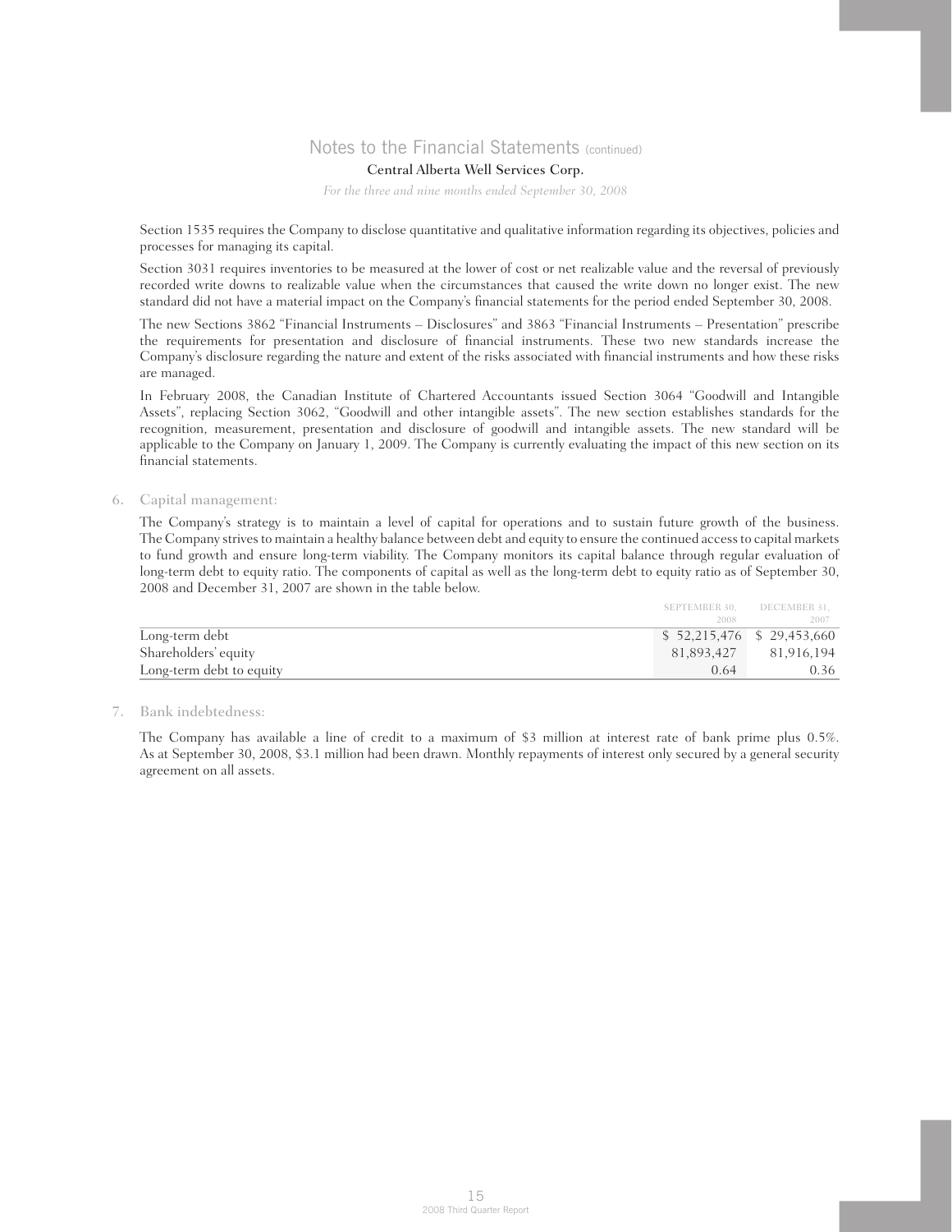# Notes to the Financial Statements (continued)

**Central Alberta Well Services Corp.**

*For the three and nine months ended September 30, 2008*

Section 1535 requires the Company to disclose quantitative and qualitative information regarding its objectives, policies and processes for managing its capital.

Section 3031 requires inventories to be measured at the lower of cost or net realizable value and the reversal of previously recorded write downs to realizable value when the circumstances that caused the write down no longer exist. The new standard did not have a material impact on the Company's financial statements for the period ended September 30, 2008.

The new Sections 3862 "Financial Instruments – Disclosures" and 3863 "Financial Instruments – Presentation" prescribe the requirements for presentation and disclosure of financial instruments. These two new standards increase the Company's disclosure regarding the nature and extent of the risks associated with financial instruments and how these risks are managed.

In February 2008, the Canadian Institute of Chartered Accountants issued Section 3064 "Goodwill and Intangible Assets", replacing Section 3062, "Goodwill and other intangible assets". The new section establishes standards for the recognition, measurement, presentation and disclosure of goodwill and intangible assets. The new standard will be applicable to the Company on January 1, 2009. The Company is currently evaluating the impact of this new section on its financial statements.

## 6. Capital management:

The Company's strategy is to maintain a level of capital for operations and to sustain future growth of the business. The Company strives to maintain a healthy balance between debt and equity to ensure the continued access to capital markets to fund growth and ensure long-term viability. The Company monitors its capital balance through regular evaluation of long-term debt to equity ratio. The components of capital as well as the long-term debt to equity ratio as of September 30, 2008 and December 31, 2007 are shown in the table below.

| | SEPTEMBER 30, 2008 | DECEMBER 31, 2007 |
|---|---|---|
| Long-term debt | $ 52,215,476 | $ 29,453,660 |
| Shareholders' equity | 81,893,427 | 81,916,194 |
| Long-term debt to equity | 0.64 | 0.36 |

## 7. Bank indebtedness:

The Company has available a line of credit to a maximum of $3 million at interest rate of bank prime plus 0.5%. As at September 30, 2008, $3.1 million had been drawn. Monthly repayments of interest only secured by a general security agreement on all assets.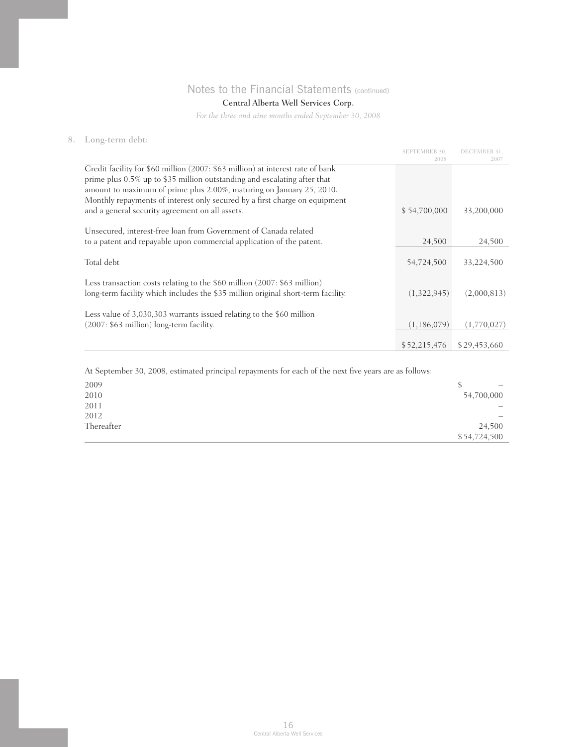# Notes to the Financial Statements (continued)

**Central Alberta Well Services Corp.**

*For the three and nine months ended September 30, 2008*

## 8. Long-term debt:

| | September 30, 2008 | December 31, 2007 |
|---|---|---|
| Credit facility for $60 million (2007: $63 million) at interest rate of bank prime plus 0.5% up to $35 million outstanding and escalating after that amount to maximum of prime plus 2.00%, maturing on January 25, 2010. Monthly repayments of interest only secured by a first charge on equipment and a general security agreement on all assets. | $ 54,700,000 | 33,200,000 |
| Unsecured, interest-free loan from Government of Canada related to a patent and repayable upon commercial application of the patent. | 24,500 | 24,500 |
| Total debt | 54,724,500 | 33,224,500 |
| Less transaction costs relating to the $60 million (2007: $63 million) long-term facility which includes the $35 million original short-term facility. | (1,322,945) | (2,000,813) |
| Less value of 3,030,303 warrants issued relating to the $60 million (2007: $63 million) long-term facility. | (1,186,079) | (1,770,027) |
| | $ 52,215,476 | $ 29,453,660 |

At September 30, 2008, estimated principal repayments for each of the next five years are as follows:

| | |
|---|---|
| 2009 | $ – |
| 2010 | 54,700,000 |
| 2011 | – |
| 2012 | – |
| Thereafter | 24,500 |
| | $ 54,724,500 |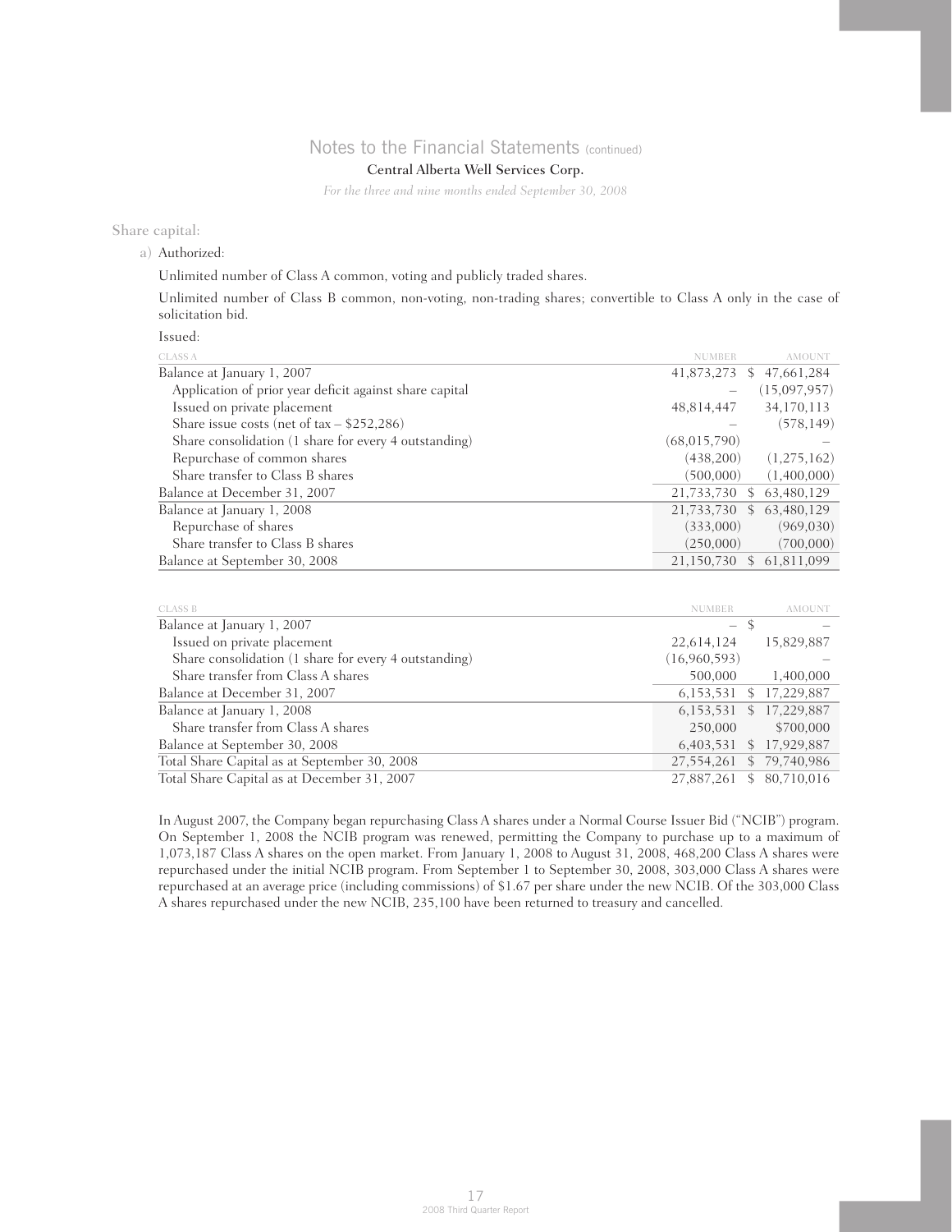# Notes to the Financial Statements (continued)

**Central Alberta Well Services Corp.**

*For the three and nine months ended September 30, 2008*

## Share capital:

a) Authorized:

Unlimited number of Class A common, voting and publicly traded shares.

Unlimited number of Class B common, non-voting, non-trading shares; convertible to Class A only in the case of solicitation bid.

Issued:

| CLASS A | NUMBER | AMOUNT |
|---|---|---|
| Balance at January 1, 2007 | 41,873,273 | $ 47,661,284 |
| Application of prior year deficit against share capital | – | (15,097,957) |
| Issued on private placement | 48,814,447 | 34,170,113 |
| Share issue costs (net of tax – $252,286) | – | (578,149) |
| Share consolidation (1 share for every 4 outstanding) | (68,015,790) | – |
| Repurchase of common shares | (438,200) | (1,275,162) |
| Share transfer to Class B shares | (500,000) | (1,400,000) |
| Balance at December 31, 2007 | 21,733,730 | $ 63,480,129 |
| Balance at January 1, 2008 | 21,733,730 | $ 63,480,129 |
| Repurchase of shares | (333,000) | (969,030) |
| Share transfer to Class B shares | (250,000) | (700,000) |
| Balance at September 30, 2008 | 21,150,730 | $ 61,811,099 |

| CLASS B | NUMBER | AMOUNT |
|---|---|---|
| Balance at January 1, 2007 | – | $ – |
| Issued on private placement | 22,614,124 | 15,829,887 |
| Share consolidation (1 share for every 4 outstanding) | (16,960,593) | – |
| Share transfer from Class A shares | 500,000 | 1,400,000 |
| Balance at December 31, 2007 | 6,153,531 | $ 17,229,887 |
| Balance at January 1, 2008 | 6,153,531 | $ 17,229,887 |
| Share transfer from Class A shares | 250,000 | $700,000 |
| Balance at September 30, 2008 | 6,403,531 | $ 17,929,887 |
| Total Share Capital as at September 30, 2008 | 27,554,261 | $ 79,740,986 |
| Total Share Capital as at December 31, 2007 | 27,887,261 | $ 80,710,016 |

In August 2007, the Company began repurchasing Class A shares under a Normal Course Issuer Bid ("NCIB") program. On September 1, 2008 the NCIB program was renewed, permitting the Company to purchase up to a maximum of 1,073,187 Class A shares on the open market. From January 1, 2008 to August 31, 2008, 468,200 Class A shares were repurchased under the initial NCIB program. From September 1 to September 30, 2008, 303,000 Class A shares were repurchased at an average price (including commissions) of $1.67 per share under the new NCIB. Of the 303,000 Class A shares repurchased under the new NCIB, 235,100 have been returned to treasury and cancelled.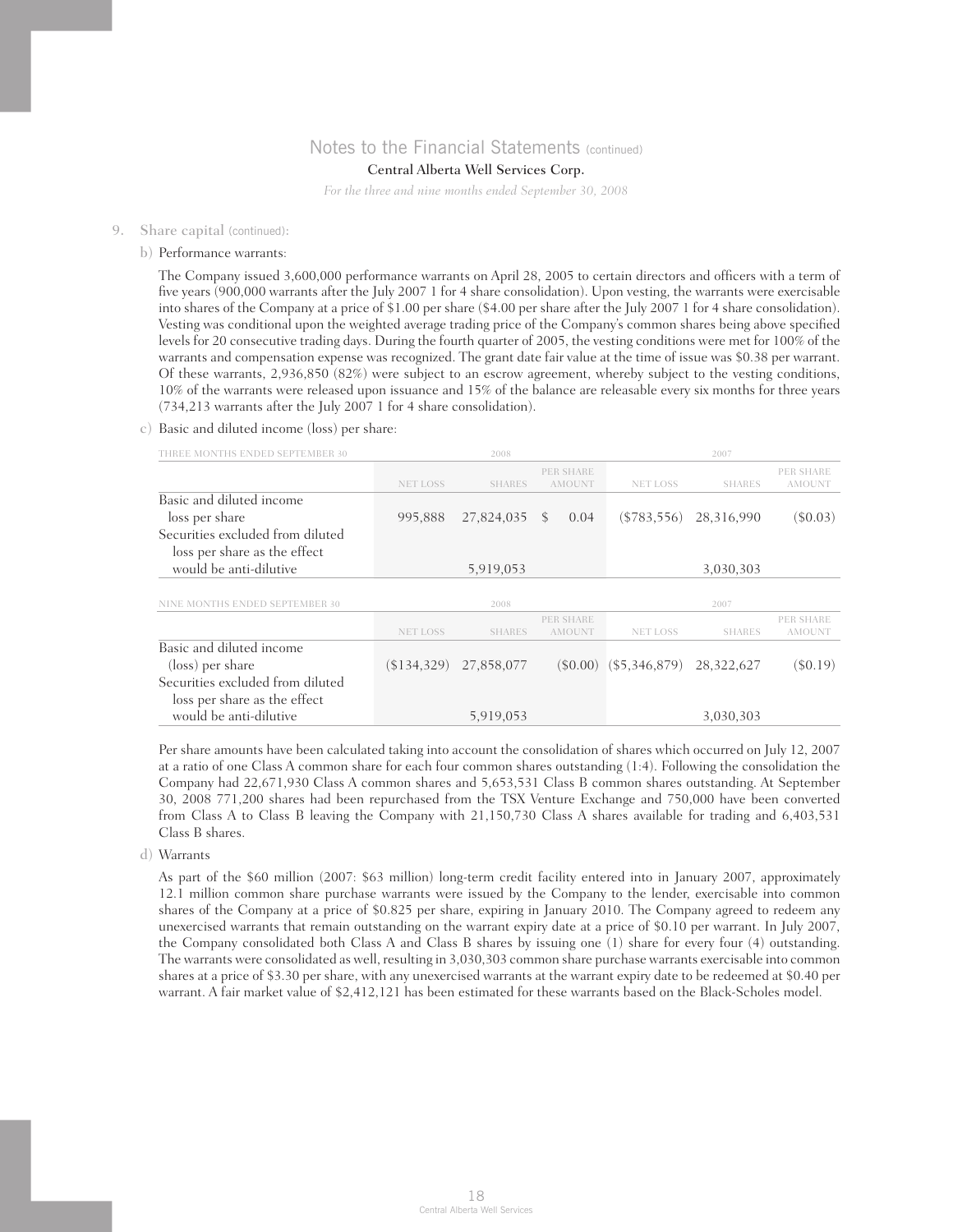### 9. Share capital (continued):

b) Performance warrants:

The Company issued 3,600,000 performance warrants on April 28, 2005 to certain directors and officers with a term of five years (900,000 warrants after the July 2007 1 for 4 share consolidation). Upon vesting, the warrants were exercisable into shares of the Company at a price of $1.00 per share ($4.00 per share after the July 2007 1 for 4 share consolidation). Vesting was conditional upon the weighted average trading price of the Company's common shares being above specified levels for 20 consecutive trading days. During the fourth quarter of 2005, the vesting conditions were met for 100% of the warrants and compensation expense was recognized. The grant date fair value at the time of issue was $0.38 per warrant. Of these warrants, 2,936,850 (82%) were subject to an escrow agreement, whereby subject to the vesting conditions, 10% of the warrants were released upon issuance and 15% of the balance are releasable every six months for three years (734,213 warrants after the July 2007 1 for 4 share consolidation).

c) Basic and diluted income (loss) per share:

| THREE MONTHS ENDED SEPTEMBER 30 | 2008 | | | 2007 | | |
|---|---|---|---|---|---|---|
| | NET LOSS | SHARES | PER SHARE AMOUNT | NET LOSS | SHARES | PER SHARE AMOUNT |
| Basic and diluted income loss per share | 995,888 | 27,824,035 | $ 0.04 | ($783,556) | 28,316,990 | ($0.03) |
| Securities excluded from diluted loss per share as the effect would be anti-dilutive | | 5,919,053 | | | 3,030,303 | |

| NINE MONTHS ENDED SEPTEMBER 30 | 2008 | | | 2007 | | |
|---|---|---|---|---|---|---|
| | NET LOSS | SHARES | PER SHARE AMOUNT | NET LOSS | SHARES | PER SHARE AMOUNT |
| Basic and diluted income (loss) per share | ($134,329) | 27,858,077 | ($0.00) | ($5,346,879) | 28,322,627 | ($0.19) |
| Securities excluded from diluted loss per share as the effect would be anti-dilutive | | 5,919,053 | | | 3,030,303 | |

Per share amounts have been calculated taking into account the consolidation of shares which occurred on July 12, 2007 at a ratio of one Class A common share for each four common shares outstanding (1:4). Following the consolidation the Company had 22,671,930 Class A common shares and 5,653,531 Class B common shares outstanding. At September 30, 2008 771,200 shares had been repurchased from the TSX Venture Exchange and 750,000 have been converted from Class A to Class B leaving the Company with 21,150,730 Class A shares available for trading and 6,403,531 Class B shares.

d) Warrants

As part of the $60 million (2007: $63 million) long-term credit facility entered into in January 2007, approximately 12.1 million common share purchase warrants were issued by the Company to the lender, exercisable into common shares of the Company at a price of $0.825 per share, expiring in January 2010. The Company agreed to redeem any unexercised warrants that remain outstanding on the warrant expiry date at a price of $0.10 per warrant. In July 2007, the Company consolidated both Class A and Class B shares by issuing one (1) share for every four (4) outstanding. The warrants were consolidated as well, resulting in 3,030,303 common share purchase warrants exercisable into common shares at a price of $3.30 per share, with any unexercised warrants at the warrant expiry date to be redeemed at $0.40 per warrant. A fair market value of $2,412,121 has been estimated for these warrants based on the Black-Scholes model.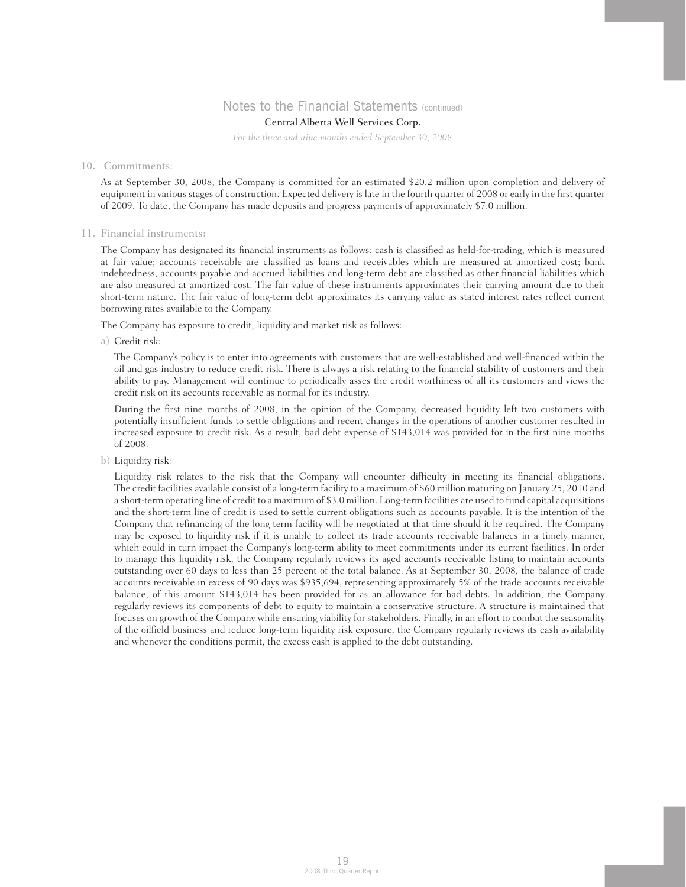## 10. Commitments:

As at September 30, 2008, the Company is committed for an estimated $20.2 million upon completion and delivery of equipment in various stages of construction. Expected delivery is late in the fourth quarter of 2008 or early in the first quarter of 2009. To date, the Company has made deposits and progress payments of approximately $7.0 million.

## 11. Financial instruments:

The Company has designated its financial instruments as follows: cash is classified as held-for-trading, which is measured at fair value; accounts receivable are classified as loans and receivables which are measured at amortized cost; bank indebtedness, accounts payable and accrued liabilities and long-term debt are classified as other financial liabilities which are also measured at amortized cost. The fair value of these instruments approximates their carrying amount due to their short-term nature. The fair value of long-term debt approximates its carrying value as stated interest rates reflect current borrowing rates available to the Company.

The Company has exposure to credit, liquidity and market risk as follows:

a) Credit risk:

The Company's policy is to enter into agreements with customers that are well-established and well-financed within the oil and gas industry to reduce credit risk. There is always a risk relating to the financial stability of customers and their ability to pay. Management will continue to periodically asses the credit worthiness of all its customers and views the credit risk on its accounts receivable as normal for its industry.

During the first nine months of 2008, in the opinion of the Company, decreased liquidity left two customers with potentially insufficient funds to settle obligations and recent changes in the operations of another customer resulted in increased exposure to credit risk. As a result, bad debt expense of $143,014 was provided for in the first nine months of 2008.

b) Liquidity risk:

Liquidity risk relates to the risk that the Company will encounter difficulty in meeting its financial obligations. The credit facilities available consist of a long-term facility to a maximum of $60 million maturing on January 25, 2010 and a short-term operating line of credit to a maximum of $3.0 million. Long-term facilities are used to fund capital acquisitions and the short-term line of credit is used to settle current obligations such as accounts payable. It is the intention of the Company that refinancing of the long term facility will be negotiated at that time should it be required. The Company may be exposed to liquidity risk if it is unable to collect its trade accounts receivable balances in a timely manner, which could in turn impact the Company's long-term ability to meet commitments under its current facilities. In order to manage this liquidity risk, the Company regularly reviews its aged accounts receivable listing to maintain accounts outstanding over 60 days to less than 25 percent of the total balance. As at September 30, 2008, the balance of trade accounts receivable in excess of 90 days was $935,694, representing approximately 5% of the trade accounts receivable balance, of this amount $143,014 has been provided for as an allowance for bad debts. In addition, the Company regularly reviews its components of debt to equity to maintain a conservative structure. A structure is maintained that focuses on growth of the Company while ensuring viability for stakeholders. Finally, in an effort to combat the seasonality of the oilfield business and reduce long-term liquidity risk exposure, the Company regularly reviews its cash availability and whenever the conditions permit, the excess cash is applied to the debt outstanding.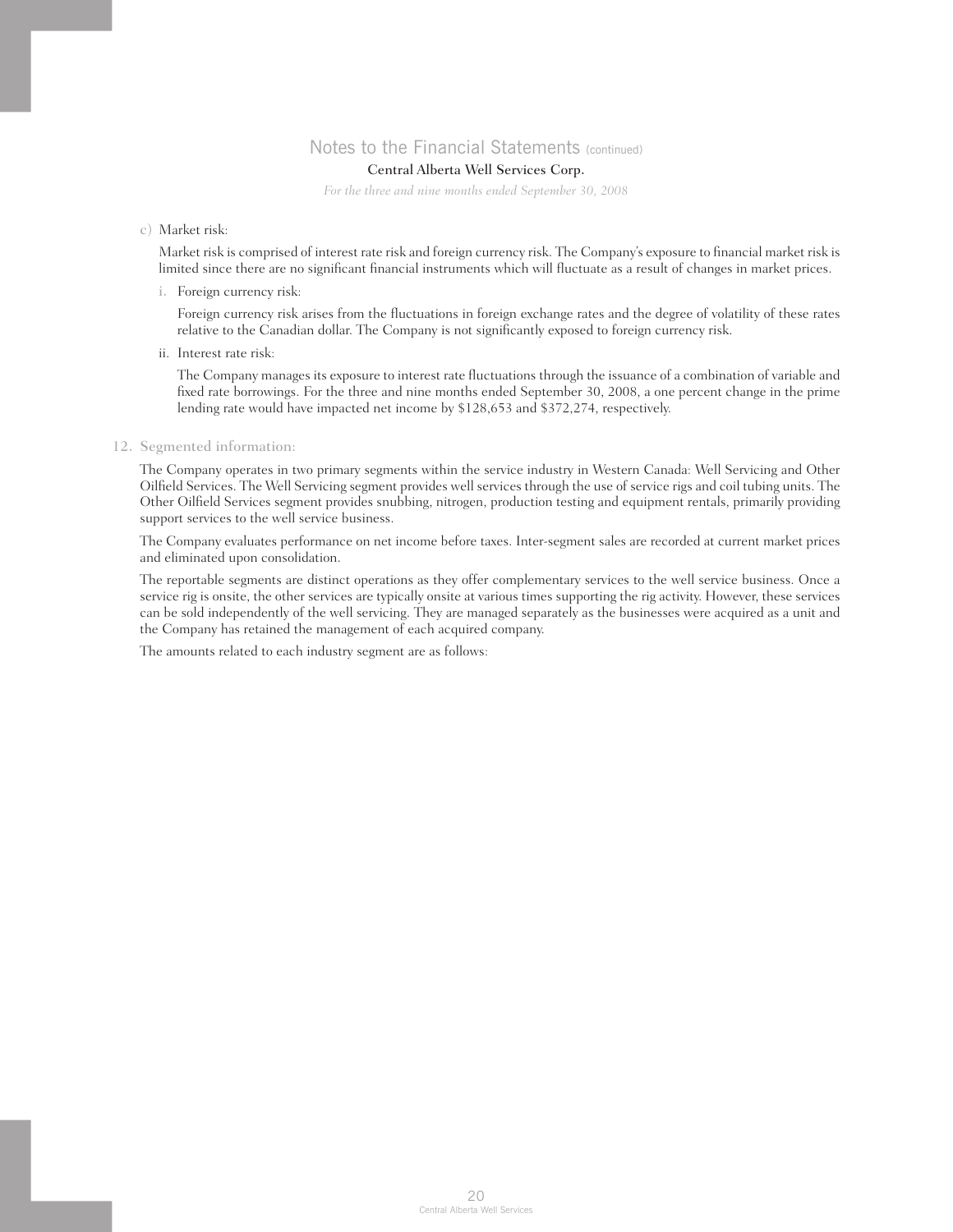c) Market risk:

Market risk is comprised of interest rate risk and foreign currency risk. The Company's exposure to financial market risk is limited since there are no significant financial instruments which will fluctuate as a result of changes in market prices.

i. Foreign currency risk:

Foreign currency risk arises from the fluctuations in foreign exchange rates and the degree of volatility of these rates relative to the Canadian dollar. The Company is not significantly exposed to foreign currency risk.

ii. Interest rate risk:

The Company manages its exposure to interest rate fluctuations through the issuance of a combination of variable and fixed rate borrowings. For the three and nine months ended September 30, 2008, a one percent change in the prime lending rate would have impacted net income by $128,653 and $372,274, respectively.

## 12. Segmented information:

The Company operates in two primary segments within the service industry in Western Canada: Well Servicing and Other Oilfield Services. The Well Servicing segment provides well services through the use of service rigs and coil tubing units. The Other Oilfield Services segment provides snubbing, nitrogen, production testing and equipment rentals, primarily providing support services to the well service business.

The Company evaluates performance on net income before taxes. Inter-segment sales are recorded at current market prices and eliminated upon consolidation.

The reportable segments are distinct operations as they offer complementary services to the well service business. Once a service rig is onsite, the other services are typically onsite at various times supporting the rig activity. However, these services can be sold independently of the well servicing. They are managed separately as the businesses were acquired as a unit and the Company has retained the management of each acquired company.

The amounts related to each industry segment are as follows: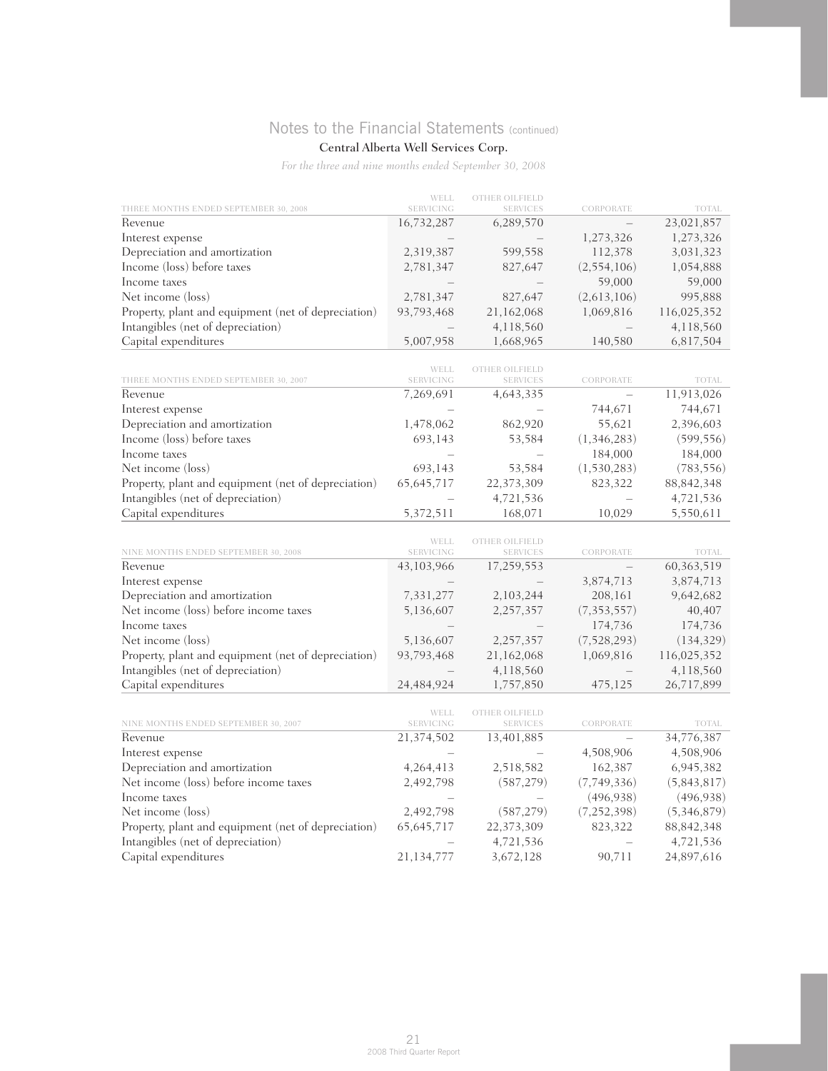## Notes to the Financial Statements (continued)

### Central Alberta Well Services Corp.

*For the three and nine months ended September 30, 2008*

| THREE MONTHS ENDED SEPTEMBER 30, 2008 | WELL SERVICING | OTHER OILFIELD SERVICES | CORPORATE | TOTAL |
|---|---|---|---|---|
| Revenue | 16,732,287 | 6,289,570 | – | 23,021,857 |
| Interest expense | – | – | 1,273,326 | 1,273,326 |
| Depreciation and amortization | 2,319,387 | 599,558 | 112,378 | 3,031,323 |
| Income (loss) before taxes | 2,781,347 | 827,647 | (2,554,106) | 1,054,888 |
| Income taxes | – | – | 59,000 | 59,000 |
| Net income (loss) | 2,781,347 | 827,647 | (2,613,106) | 995,888 |
| Property, plant and equipment (net of depreciation) | 93,793,468 | 21,162,068 | 1,069,816 | 116,025,352 |
| Intangibles (net of depreciation) | – | 4,118,560 | – | 4,118,560 |
| Capital expenditures | 5,007,958 | 1,668,965 | 140,580 | 6,817,504 |

| THREE MONTHS ENDED SEPTEMBER 30, 2007 | WELL SERVICING | OTHER OILFIELD SERVICES | CORPORATE | TOTAL |
|---|---|---|---|---|
| Revenue | 7,269,691 | 4,643,335 | – | 11,913,026 |
| Interest expense | – | – | 744,671 | 744,671 |
| Depreciation and amortization | 1,478,062 | 862,920 | 55,621 | 2,396,603 |
| Income (loss) before taxes | 693,143 | 53,584 | (1,346,283) | (599,556) |
| Income taxes | – | – | 184,000 | 184,000 |
| Net income (loss) | 693,143 | 53,584 | (1,530,283) | (783,556) |
| Property, plant and equipment (net of depreciation) | 65,645,717 | 22,373,309 | 823,322 | 88,842,348 |
| Intangibles (net of depreciation) | – | 4,721,536 | – | 4,721,536 |
| Capital expenditures | 5,372,511 | 168,071 | 10,029 | 5,550,611 |

| NINE MONTHS ENDED SEPTEMBER 30, 2008 | WELL SERVICING | OTHER OILFIELD SERVICES | CORPORATE | TOTAL |
|---|---|---|---|---|
| Revenue | 43,103,966 | 17,259,553 | – | 60,363,519 |
| Interest expense | – | – | 3,874,713 | 3,874,713 |
| Depreciation and amortization | 7,331,277 | 2,103,244 | 208,161 | 9,642,682 |
| Net income (loss) before income taxes | 5,136,607 | 2,257,357 | (7,353,557) | 40,407 |
| Income taxes | – | – | 174,736 | 174,736 |
| Net income (loss) | 5,136,607 | 2,257,357 | (7,528,293) | (134,329) |
| Property, plant and equipment (net of depreciation) | 93,793,468 | 21,162,068 | 1,069,816 | 116,025,352 |
| Intangibles (net of depreciation) | – | 4,118,560 | – | 4,118,560 |
| Capital expenditures | 24,484,924 | 1,757,850 | 475,125 | 26,717,899 |

| NINE MONTHS ENDED SEPTEMBER 30, 2007 | WELL SERVICING | OTHER OILFIELD SERVICES | CORPORATE | TOTAL |
|---|---|---|---|---|
| Revenue | 21,374,502 | 13,401,885 | – | 34,776,387 |
| Interest expense | – | – | 4,508,906 | 4,508,906 |
| Depreciation and amortization | 4,264,413 | 2,518,582 | 162,387 | 6,945,382 |
| Net income (loss) before income taxes | 2,492,798 | (587,279) | (7,749,336) | (5,843,817) |
| Income taxes | – | – | (496,938) | (496,938) |
| Net income (loss) | 2,492,798 | (587,279) | (7,252,398) | (5,346,879) |
| Property, plant and equipment (net of depreciation) | 65,645,717 | 22,373,309 | 823,322 | 88,842,348 |
| Intangibles (net of depreciation) | – | 4,721,536 | – | 4,721,536 |
| Capital expenditures | 21,134,777 | 3,672,128 | 90,711 | 24,897,616 |